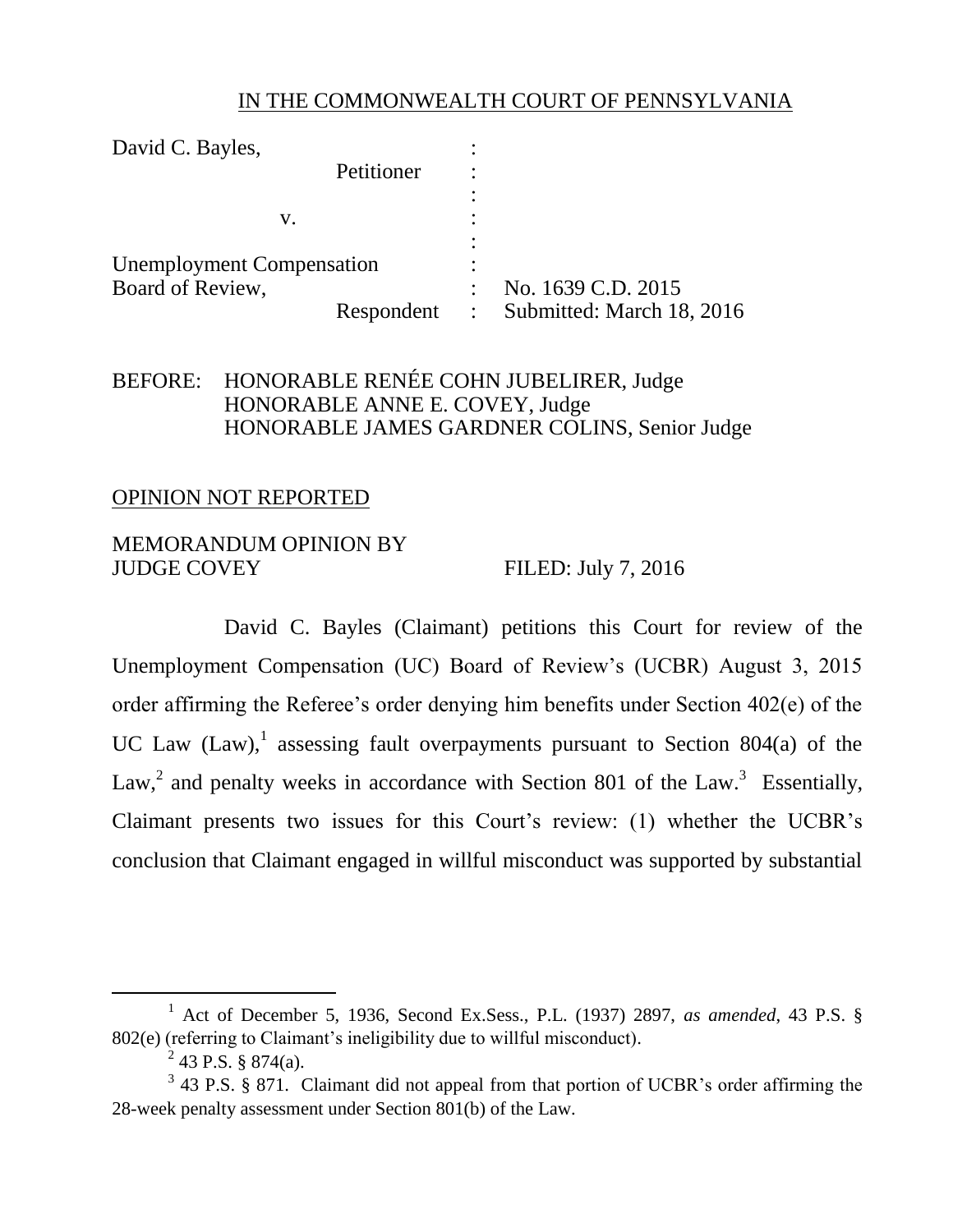IN THE COMMONWEALTH COURT OF PENNSYLVANIA

David C. Bayles,
Petitioner

v.

Unemployment Compensation Board of Review,
Respondent

No. 1639 C.D. 2015
Submitted: March 18, 2016

BEFORE: HONORABLE RENÉE COHN JUBELIRER, Judge
HONORABLE ANNE E. COVEY, Judge
HONORABLE JAMES GARDNER COLINS, Senior Judge

OPINION NOT REPORTED

MEMORANDUM OPINION BY
JUDGE COVEY

FILED: July 7, 2016

David C. Bayles (Claimant) petitions this Court for review of the Unemployment Compensation (UC) Board of Review's (UCBR) August 3, 2015 order affirming the Referee's order denying him benefits under Section 402(e) of the UC Law (Law),[1] assessing fault overpayments pursuant to Section 804(a) of the Law,[2] and penalty weeks in accordance with Section 801 of the Law.[3] Essentially, Claimant presents two issues for this Court's review: (1) whether the UCBR's conclusion that Claimant engaged in willful misconduct was supported by substantial

---

[1] Act of December 5, 1936, Second Ex.Sess., P.L. (1937) 2897, *as amended*, 43 P.S. § 802(e) (referring to Claimant's ineligibility due to willful misconduct).

[2] 43 P.S. § 874(a).

[3] 43 P.S. § 871. Claimant did not appeal from that portion of UCBR's order affirming the 28-week penalty assessment under Section 801(b) of the Law.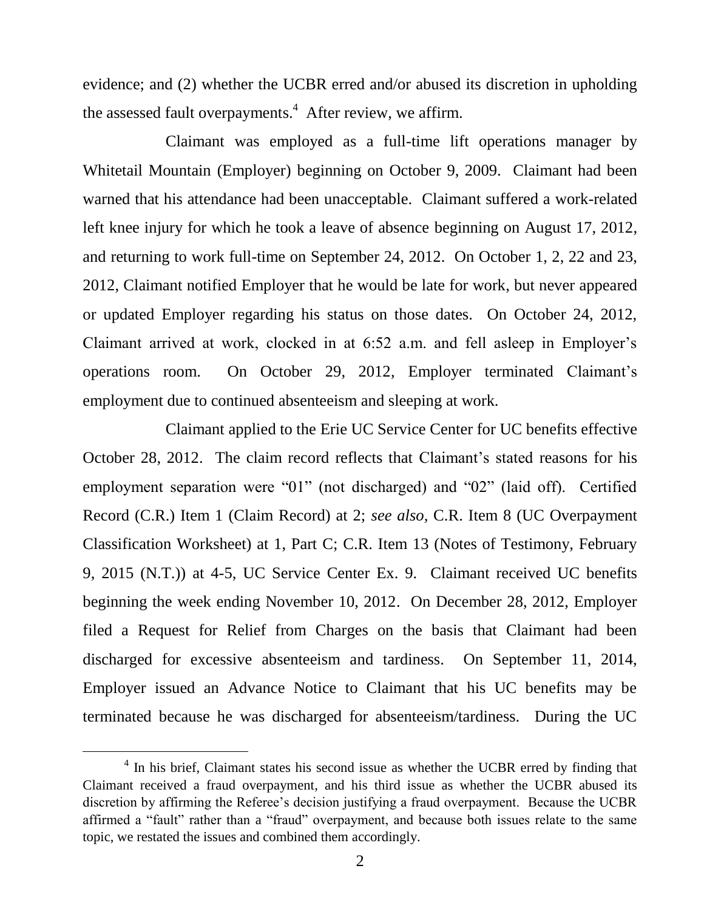evidence; and (2) whether the UCBR erred and/or abused its discretion in upholding the assessed fault overpayments.[4] After review, we affirm.

Claimant was employed as a full-time lift operations manager by Whitetail Mountain (Employer) beginning on October 9, 2009. Claimant had been warned that his attendance had been unacceptable. Claimant suffered a work-related left knee injury for which he took a leave of absence beginning on August 17, 2012, and returning to work full-time on September 24, 2012. On October 1, 2, 22 and 23, 2012, Claimant notified Employer that he would be late for work, but never appeared or updated Employer regarding his status on those dates. On October 24, 2012, Claimant arrived at work, clocked in at 6:52 a.m. and fell asleep in Employer's operations room. On October 29, 2012, Employer terminated Claimant's employment due to continued absenteeism and sleeping at work.

Claimant applied to the Erie UC Service Center for UC benefits effective October 28, 2012. The claim record reflects that Claimant's stated reasons for his employment separation were "01" (not discharged) and "02" (laid off). Certified Record (C.R.) Item 1 (Claim Record) at 2; *see also*, C.R. Item 8 (UC Overpayment Classification Worksheet) at 1, Part C; C.R. Item 13 (Notes of Testimony, February 9, 2015 (N.T.)) at 4-5, UC Service Center Ex. 9. Claimant received UC benefits beginning the week ending November 10, 2012. On December 28, 2012, Employer filed a Request for Relief from Charges on the basis that Claimant had been discharged for excessive absenteeism and tardiness. On September 11, 2014, Employer issued an Advance Notice to Claimant that his UC benefits may be terminated because he was discharged for absenteeism/tardiness. During the UC

[4] In his brief, Claimant states his second issue as whether the UCBR erred by finding that Claimant received a fraud overpayment, and his third issue as whether the UCBR abused its discretion by affirming the Referee's decision justifying a fraud overpayment. Because the UCBR affirmed a "fault" rather than a "fraud" overpayment, and because both issues relate to the same topic, we restated the issues and combined them accordingly.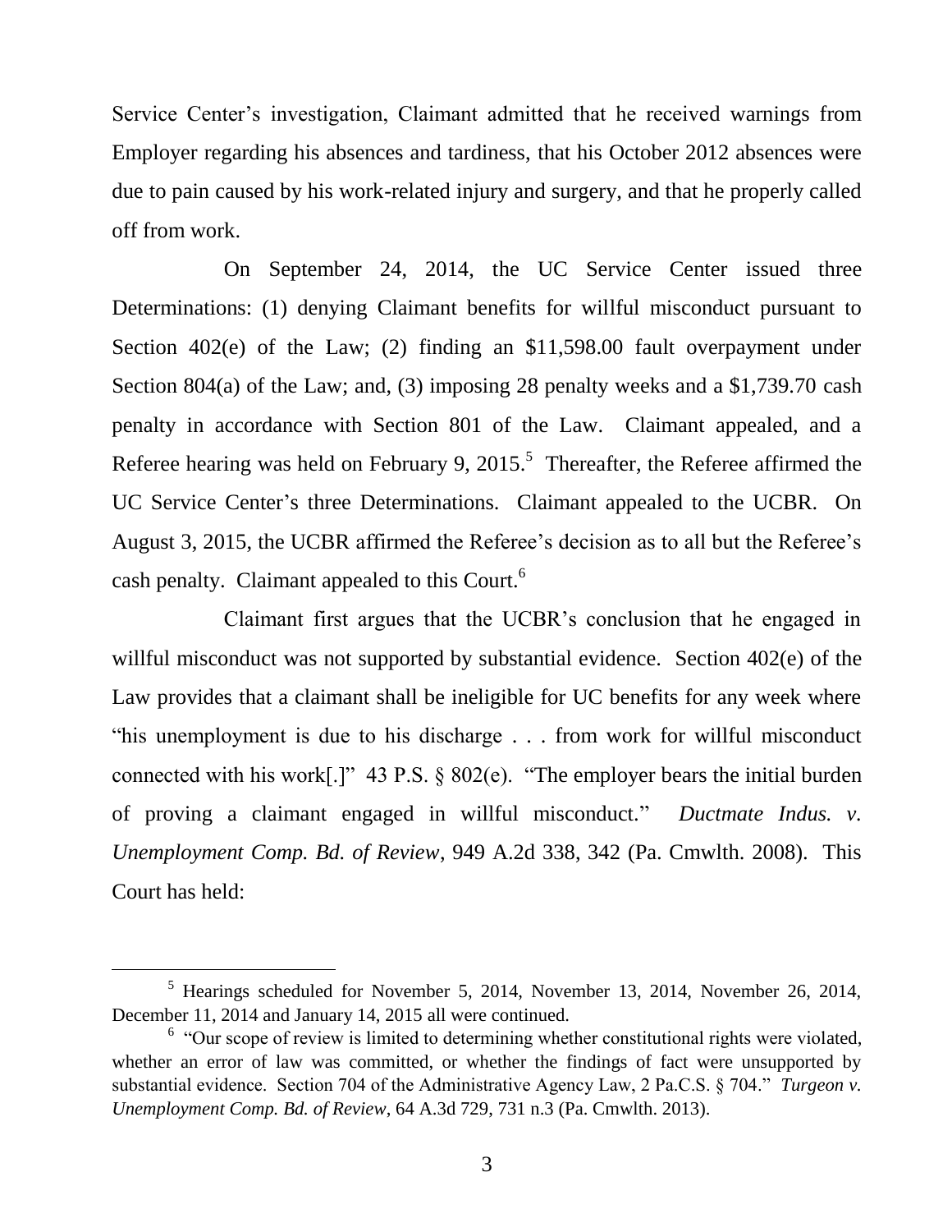Service Center's investigation, Claimant admitted that he received warnings from Employer regarding his absences and tardiness, that his October 2012 absences were due to pain caused by his work-related injury and surgery, and that he properly called off from work.

On September 24, 2014, the UC Service Center issued three Determinations: (1) denying Claimant benefits for willful misconduct pursuant to Section 402(e) of the Law; (2) finding an $11,598.00 fault overpayment under Section 804(a) of the Law; and, (3) imposing 28 penalty weeks and a $1,739.70 cash penalty in accordance with Section 801 of the Law. Claimant appealed, and a Referee hearing was held on February 9, 2015.[5] Thereafter, the Referee affirmed the UC Service Center's three Determinations. Claimant appealed to the UCBR. On August 3, 2015, the UCBR affirmed the Referee's decision as to all but the Referee's cash penalty. Claimant appealed to this Court.[6]

Claimant first argues that the UCBR's conclusion that he engaged in willful misconduct was not supported by substantial evidence. Section 402(e) of the Law provides that a claimant shall be ineligible for UC benefits for any week where "his unemployment is due to his discharge . . . from work for willful misconduct connected with his work[.]" 43 P.S. § 802(e). "The employer bears the initial burden of proving a claimant engaged in willful misconduct." *Ductmate Indus. v. Unemployment Comp. Bd. of Review*, 949 A.2d 338, 342 (Pa. Cmwlth. 2008). This Court has held:

---

[5] Hearings scheduled for November 5, 2014, November 13, 2014, November 26, 2014, December 11, 2014 and January 14, 2015 all were continued.

[6] "Our scope of review is limited to determining whether constitutional rights were violated, whether an error of law was committed, or whether the findings of fact were unsupported by substantial evidence. Section 704 of the Administrative Agency Law, 2 Pa.C.S. § 704." *Turgeon v. Unemployment Comp. Bd. of Review*, 64 A.3d 729, 731 n.3 (Pa. Cmwlth. 2013).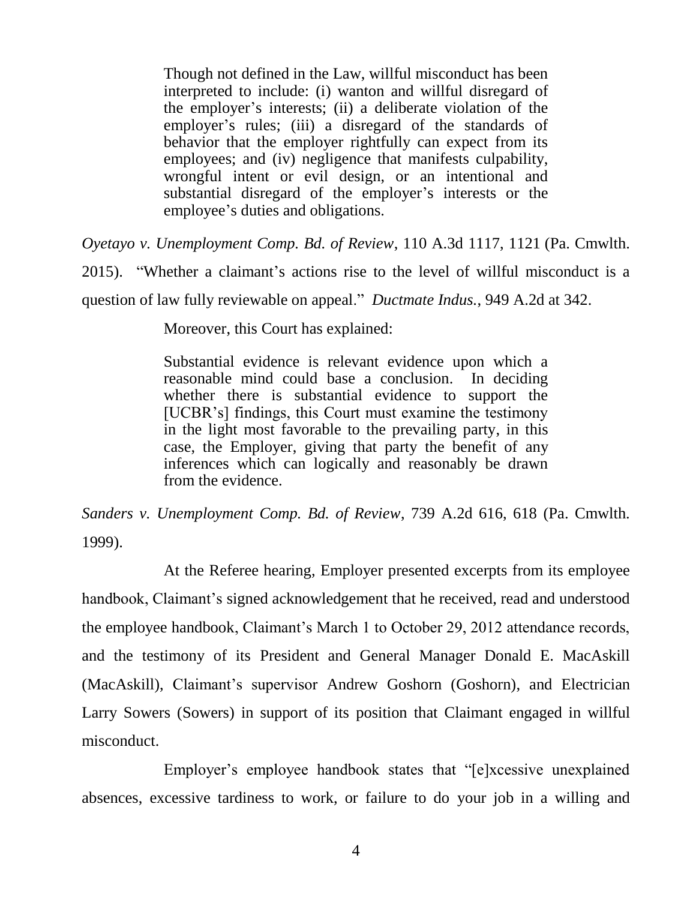> Though not defined in the Law, willful misconduct has been interpreted to include: (i) wanton and willful disregard of the employer's interests; (ii) a deliberate violation of the employer's rules; (iii) a disregard of the standards of behavior that the employer rightfully can expect from its employees; and (iv) negligence that manifests culpability, wrongful intent or evil design, or an intentional and substantial disregard of the employer's interests or the employee's duties and obligations.

*Oyetayo v. Unemployment Comp. Bd. of Review*, 110 A.3d 1117, 1121 (Pa. Cmwlth. 2015). "Whether a claimant's actions rise to the level of willful misconduct is a question of law fully reviewable on appeal." *Ductmate Indus.*, 949 A.2d at 342.

Moreover, this Court has explained:

> Substantial evidence is relevant evidence upon which a reasonable mind could base a conclusion. In deciding whether there is substantial evidence to support the [UCBR's] findings, this Court must examine the testimony in the light most favorable to the prevailing party, in this case, the Employer, giving that party the benefit of any inferences which can logically and reasonably be drawn from the evidence.

*Sanders v. Unemployment Comp. Bd. of Review*, 739 A.2d 616, 618 (Pa. Cmwlth. 1999).

At the Referee hearing, Employer presented excerpts from its employee handbook, Claimant's signed acknowledgement that he received, read and understood the employee handbook, Claimant's March 1 to October 29, 2012 attendance records, and the testimony of its President and General Manager Donald E. MacAskill (MacAskill), Claimant's supervisor Andrew Goshorn (Goshorn), and Electrician Larry Sowers (Sowers) in support of its position that Claimant engaged in willful misconduct.

Employer's employee handbook states that "[e]xcessive unexplained absences, excessive tardiness to work, or failure to do your job in a willing and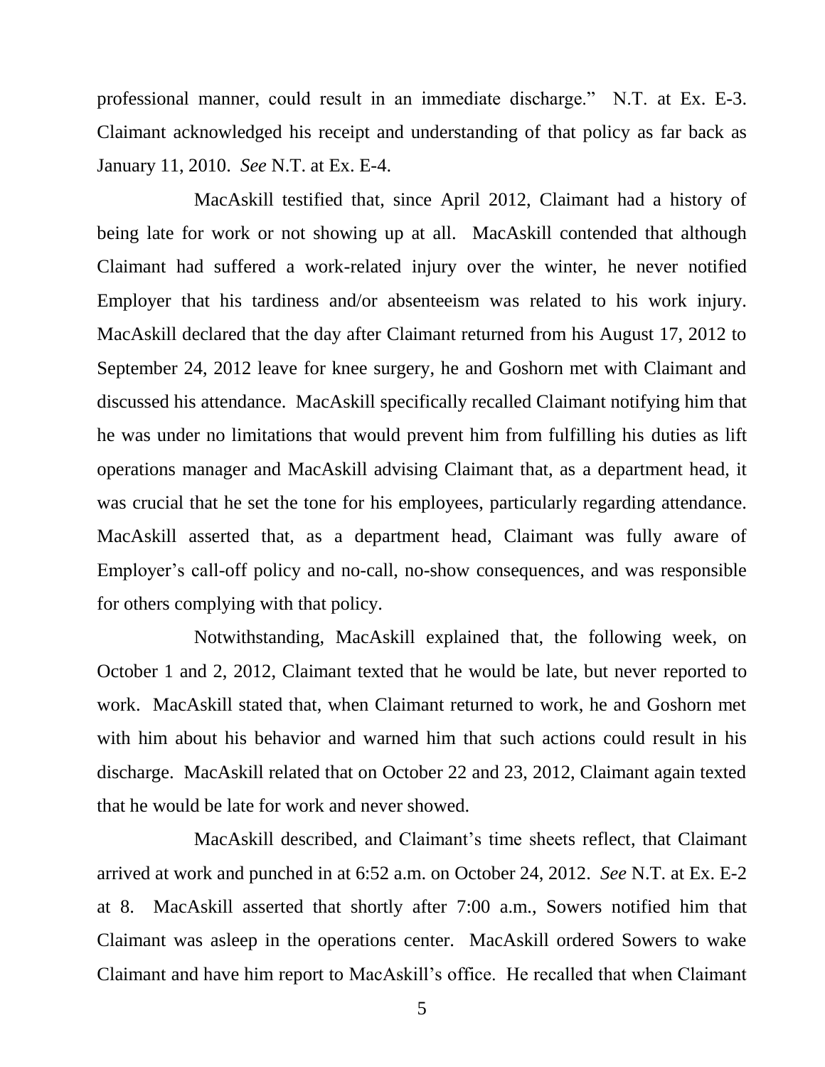professional manner, could result in an immediate discharge." N.T. at Ex. E-3. Claimant acknowledged his receipt and understanding of that policy as far back as January 11, 2010. *See* N.T. at Ex. E-4.

MacAskill testified that, since April 2012, Claimant had a history of being late for work or not showing up at all. MacAskill contended that although Claimant had suffered a work-related injury over the winter, he never notified Employer that his tardiness and/or absenteeism was related to his work injury. MacAskill declared that the day after Claimant returned from his August 17, 2012 to September 24, 2012 leave for knee surgery, he and Goshorn met with Claimant and discussed his attendance. MacAskill specifically recalled Claimant notifying him that he was under no limitations that would prevent him from fulfilling his duties as lift operations manager and MacAskill advising Claimant that, as a department head, it was crucial that he set the tone for his employees, particularly regarding attendance. MacAskill asserted that, as a department head, Claimant was fully aware of Employer's call-off policy and no-call, no-show consequences, and was responsible for others complying with that policy.

Notwithstanding, MacAskill explained that, the following week, on October 1 and 2, 2012, Claimant texted that he would be late, but never reported to work. MacAskill stated that, when Claimant returned to work, he and Goshorn met with him about his behavior and warned him that such actions could result in his discharge. MacAskill related that on October 22 and 23, 2012, Claimant again texted that he would be late for work and never showed.

MacAskill described, and Claimant's time sheets reflect, that Claimant arrived at work and punched in at 6:52 a.m. on October 24, 2012. *See* N.T. at Ex. E-2 at 8. MacAskill asserted that shortly after 7:00 a.m., Sowers notified him that Claimant was asleep in the operations center. MacAskill ordered Sowers to wake Claimant and have him report to MacAskill's office. He recalled that when Claimant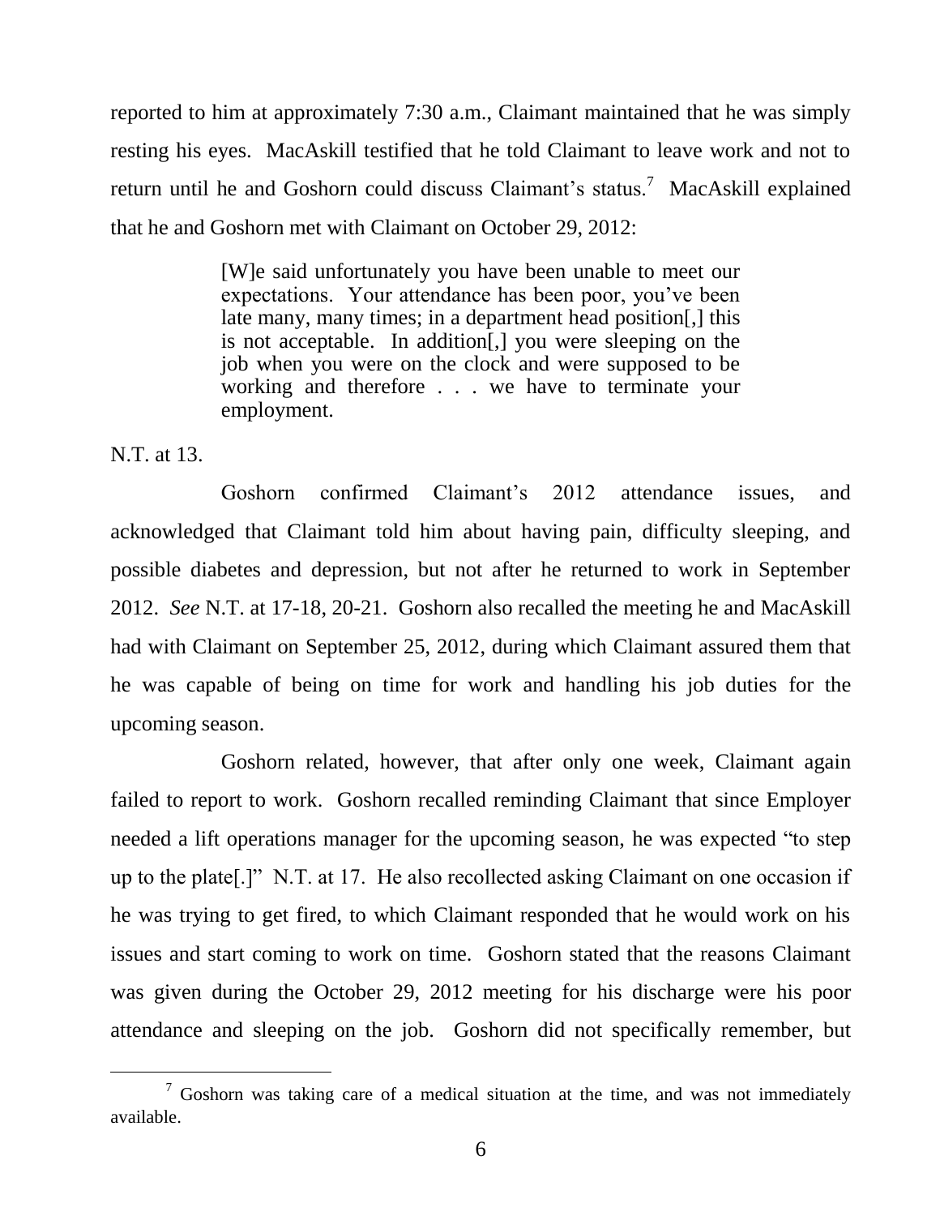reported to him at approximately 7:30 a.m., Claimant maintained that he was simply resting his eyes. MacAskill testified that he told Claimant to leave work and not to return until he and Goshorn could discuss Claimant's status.[7] MacAskill explained that he and Goshorn met with Claimant on October 29, 2012:

> [W]e said unfortunately you have been unable to meet our expectations. Your attendance has been poor, you've been late many, many times; in a department head position[,] this is not acceptable. In addition[,] you were sleeping on the job when you were on the clock and were supposed to be working and therefore . . . we have to terminate your employment.

N.T. at 13.

Goshorn confirmed Claimant's 2012 attendance issues, and acknowledged that Claimant told him about having pain, difficulty sleeping, and possible diabetes and depression, but not after he returned to work in September 2012. *See* N.T. at 17-18, 20-21. Goshorn also recalled the meeting he and MacAskill had with Claimant on September 25, 2012, during which Claimant assured them that he was capable of being on time for work and handling his job duties for the upcoming season.

Goshorn related, however, that after only one week, Claimant again failed to report to work. Goshorn recalled reminding Claimant that since Employer needed a lift operations manager for the upcoming season, he was expected "to step up to the plate[.]" N.T. at 17. He also recollected asking Claimant on one occasion if he was trying to get fired, to which Claimant responded that he would work on his issues and start coming to work on time. Goshorn stated that the reasons Claimant was given during the October 29, 2012 meeting for his discharge were his poor attendance and sleeping on the job. Goshorn did not specifically remember, but

---

[7] Goshorn was taking care of a medical situation at the time, and was not immediately available.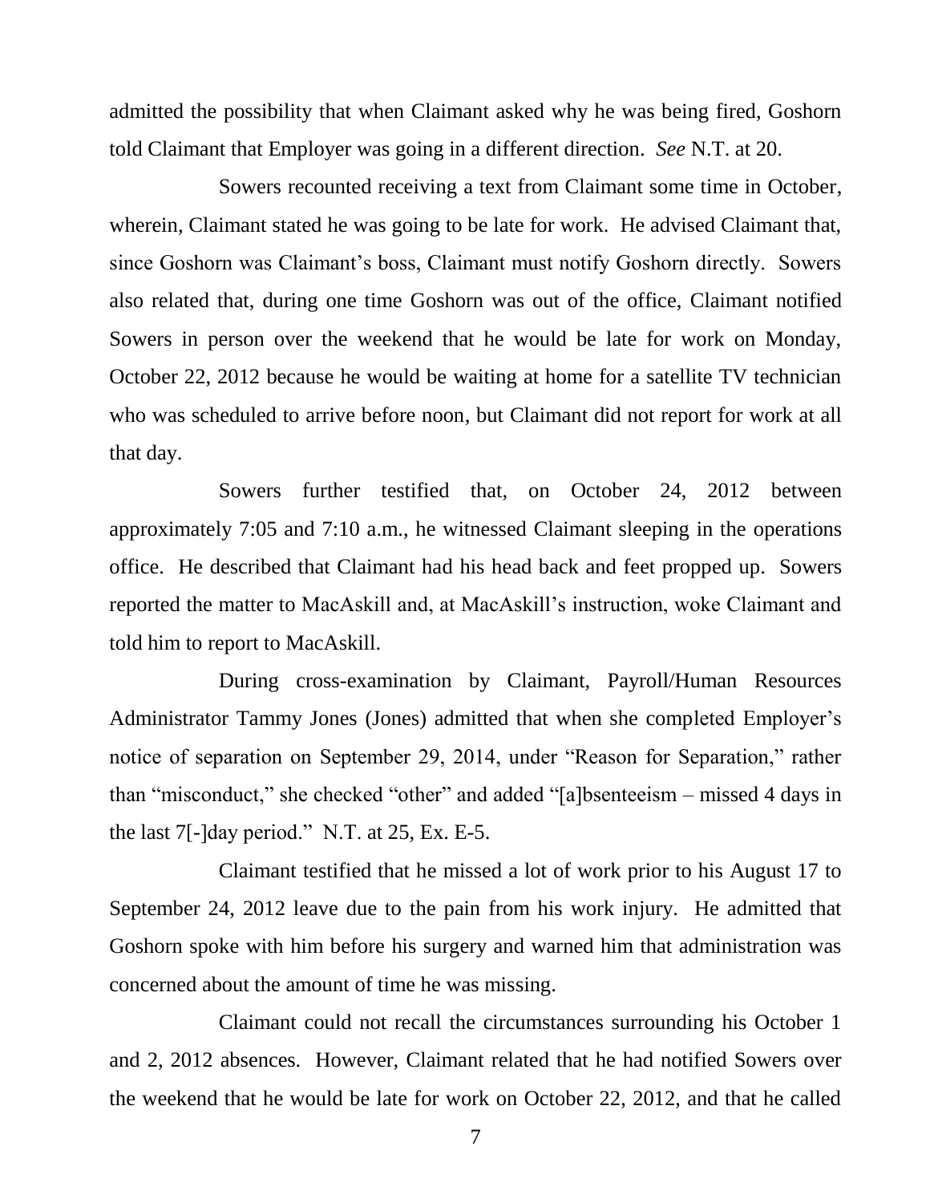admitted the possibility that when Claimant asked why he was being fired, Goshorn told Claimant that Employer was going in a different direction. *See* N.T. at 20.

Sowers recounted receiving a text from Claimant some time in October, wherein, Claimant stated he was going to be late for work. He advised Claimant that, since Goshorn was Claimant's boss, Claimant must notify Goshorn directly. Sowers also related that, during one time Goshorn was out of the office, Claimant notified Sowers in person over the weekend that he would be late for work on Monday, October 22, 2012 because he would be waiting at home for a satellite TV technician who was scheduled to arrive before noon, but Claimant did not report for work at all that day.

Sowers further testified that, on October 24, 2012 between approximately 7:05 and 7:10 a.m., he witnessed Claimant sleeping in the operations office. He described that Claimant had his head back and feet propped up. Sowers reported the matter to MacAskill and, at MacAskill's instruction, woke Claimant and told him to report to MacAskill.

During cross-examination by Claimant, Payroll/Human Resources Administrator Tammy Jones (Jones) admitted that when she completed Employer's notice of separation on September 29, 2014, under "Reason for Separation," rather than "misconduct," she checked "other" and added "[a]bsenteeism – missed 4 days in the last 7[-]day period." N.T. at 25, Ex. E-5.

Claimant testified that he missed a lot of work prior to his August 17 to September 24, 2012 leave due to the pain from his work injury. He admitted that Goshorn spoke with him before his surgery and warned him that administration was concerned about the amount of time he was missing.

Claimant could not recall the circumstances surrounding his October 1 and 2, 2012 absences. However, Claimant related that he had notified Sowers over the weekend that he would be late for work on October 22, 2012, and that he called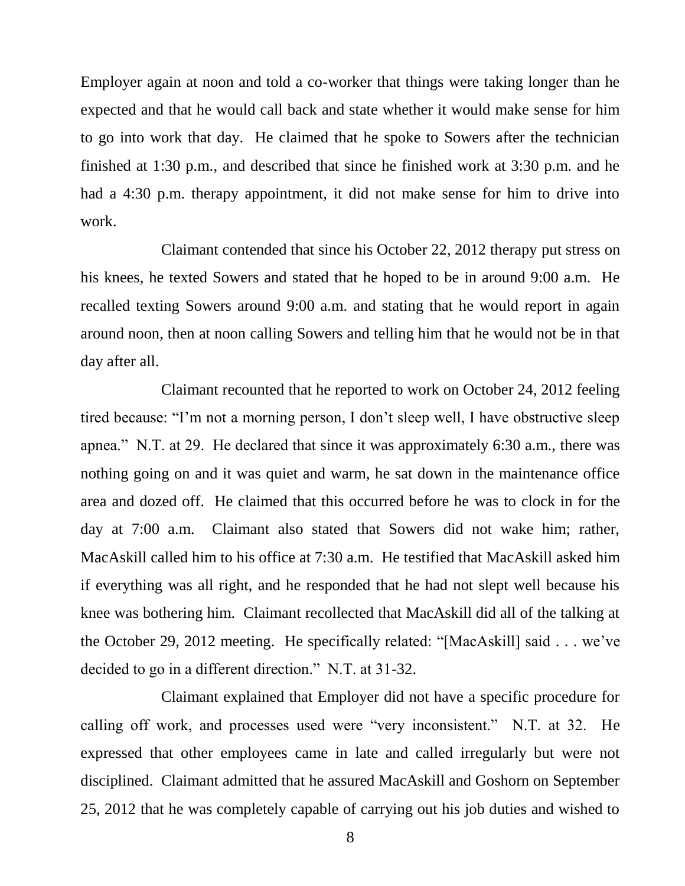Employer again at noon and told a co-worker that things were taking longer than he expected and that he would call back and state whether it would make sense for him to go into work that day. He claimed that he spoke to Sowers after the technician finished at 1:30 p.m., and described that since he finished work at 3:30 p.m. and he had a 4:30 p.m. therapy appointment, it did not make sense for him to drive into work.

Claimant contended that since his October 22, 2012 therapy put stress on his knees, he texted Sowers and stated that he hoped to be in around 9:00 a.m. He recalled texting Sowers around 9:00 a.m. and stating that he would report in again around noon, then at noon calling Sowers and telling him that he would not be in that day after all.

Claimant recounted that he reported to work on October 24, 2012 feeling tired because: "I'm not a morning person, I don't sleep well, I have obstructive sleep apnea." N.T. at 29. He declared that since it was approximately 6:30 a.m., there was nothing going on and it was quiet and warm, he sat down in the maintenance office area and dozed off. He claimed that this occurred before he was to clock in for the day at 7:00 a.m. Claimant also stated that Sowers did not wake him; rather, MacAskill called him to his office at 7:30 a.m. He testified that MacAskill asked him if everything was all right, and he responded that he had not slept well because his knee was bothering him. Claimant recollected that MacAskill did all of the talking at the October 29, 2012 meeting. He specifically related: "[MacAskill] said . . . we've decided to go in a different direction." N.T. at 31-32.

Claimant explained that Employer did not have a specific procedure for calling off work, and processes used were "very inconsistent." N.T. at 32. He expressed that other employees came in late and called irregularly but were not disciplined. Claimant admitted that he assured MacAskill and Goshorn on September 25, 2012 that he was completely capable of carrying out his job duties and wished to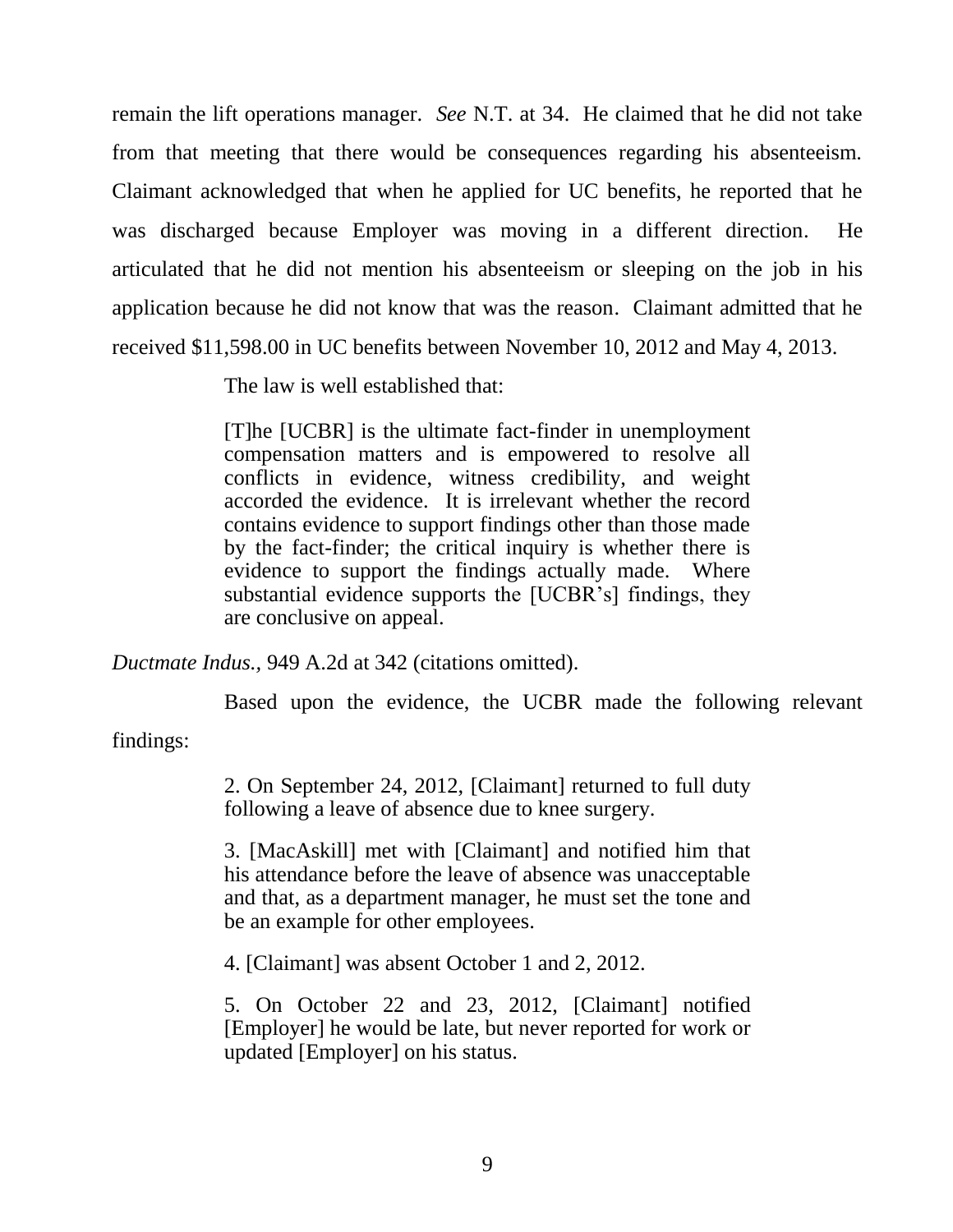remain the lift operations manager. *See* N.T. at 34. He claimed that he did not take from that meeting that there would be consequences regarding his absenteeism. Claimant acknowledged that when he applied for UC benefits, he reported that he was discharged because Employer was moving in a different direction. He articulated that he did not mention his absenteeism or sleeping on the job in his application because he did not know that was the reason. Claimant admitted that he received $11,598.00 in UC benefits between November 10, 2012 and May 4, 2013.

The law is well established that:

> [T]he [UCBR] is the ultimate fact-finder in unemployment compensation matters and is empowered to resolve all conflicts in evidence, witness credibility, and weight accorded the evidence. It is irrelevant whether the record contains evidence to support findings other than those made by the fact-finder; the critical inquiry is whether there is evidence to support the findings actually made. Where substantial evidence supports the [UCBR's] findings, they are conclusive on appeal.

*Ductmate Indus.*, 949 A.2d at 342 (citations omitted).

Based upon the evidence, the UCBR made the following relevant findings:

> 2. On September 24, 2012, [Claimant] returned to full duty following a leave of absence due to knee surgery.
>
> 3. [MacAskill] met with [Claimant] and notified him that his attendance before the leave of absence was unacceptable and that, as a department manager, he must set the tone and be an example for other employees.
>
> 4. [Claimant] was absent October 1 and 2, 2012.
>
> 5. On October 22 and 23, 2012, [Claimant] notified [Employer] he would be late, but never reported for work or updated [Employer] on his status.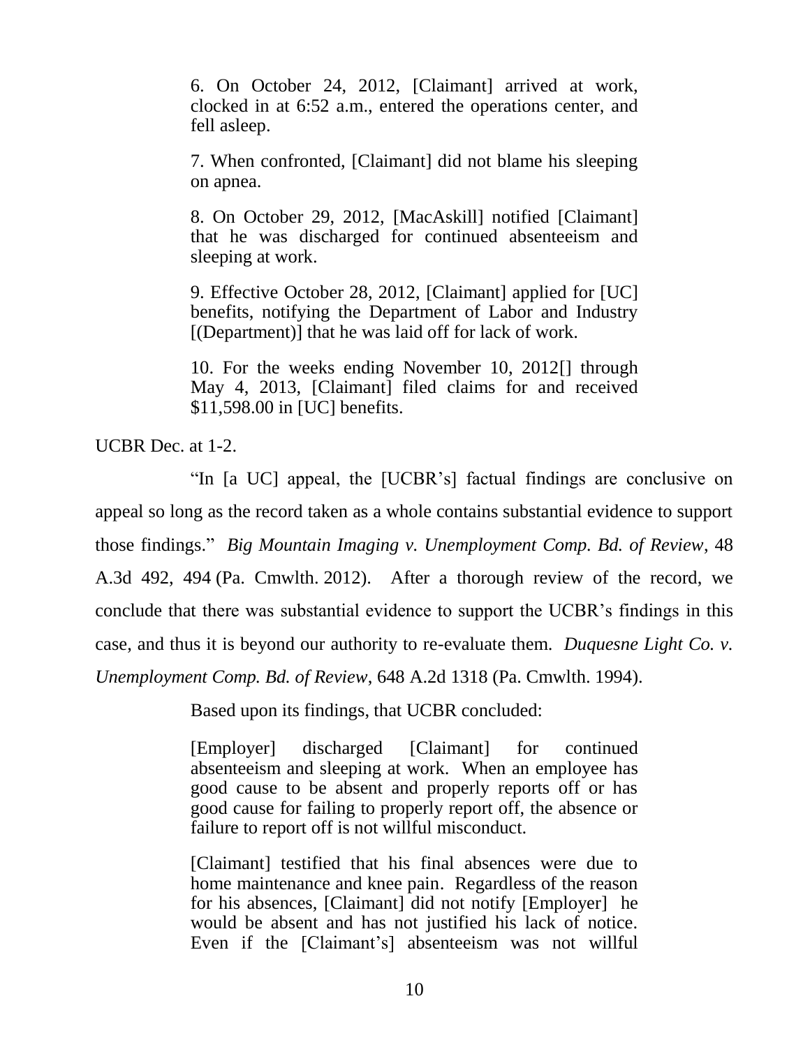> 6. On October 24, 2012, [Claimant] arrived at work, clocked in at 6:52 a.m., entered the operations center, and fell asleep.
>
> 7. When confronted, [Claimant] did not blame his sleeping on apnea.
>
> 8. On October 29, 2012, [MacAskill] notified [Claimant] that he was discharged for continued absenteeism and sleeping at work.
>
> 9. Effective October 28, 2012, [Claimant] applied for [UC] benefits, notifying the Department of Labor and Industry [(Department)] that he was laid off for lack of work.
>
> 10. For the weeks ending November 10, 2012[] through May 4, 2013, [Claimant] filed claims for and received $11,598.00 in [UC] benefits.

UCBR Dec. at 1-2.

"In [a UC] appeal, the [UCBR's] factual findings are conclusive on appeal so long as the record taken as a whole contains substantial evidence to support those findings." *Big Mountain Imaging v. Unemployment Comp. Bd. of Review*, 48 A.3d 492, 494 (Pa. Cmwlth. 2012). After a thorough review of the record, we conclude that there was substantial evidence to support the UCBR's findings in this case, and thus it is beyond our authority to re-evaluate them. *Duquesne Light Co. v. Unemployment Comp. Bd. of Review*, 648 A.2d 1318 (Pa. Cmwlth. 1994).

Based upon its findings, that UCBR concluded:

> [Employer] discharged [Claimant] for continued absenteeism and sleeping at work. When an employee has good cause to be absent and properly reports off or has good cause for failing to properly report off, the absence or failure to report off is not willful misconduct.
>
> [Claimant] testified that his final absences were due to home maintenance and knee pain. Regardless of the reason for his absences, [Claimant] did not notify [Employer] he would be absent and has not justified his lack of notice. Even if the [Claimant's] absenteeism was not willful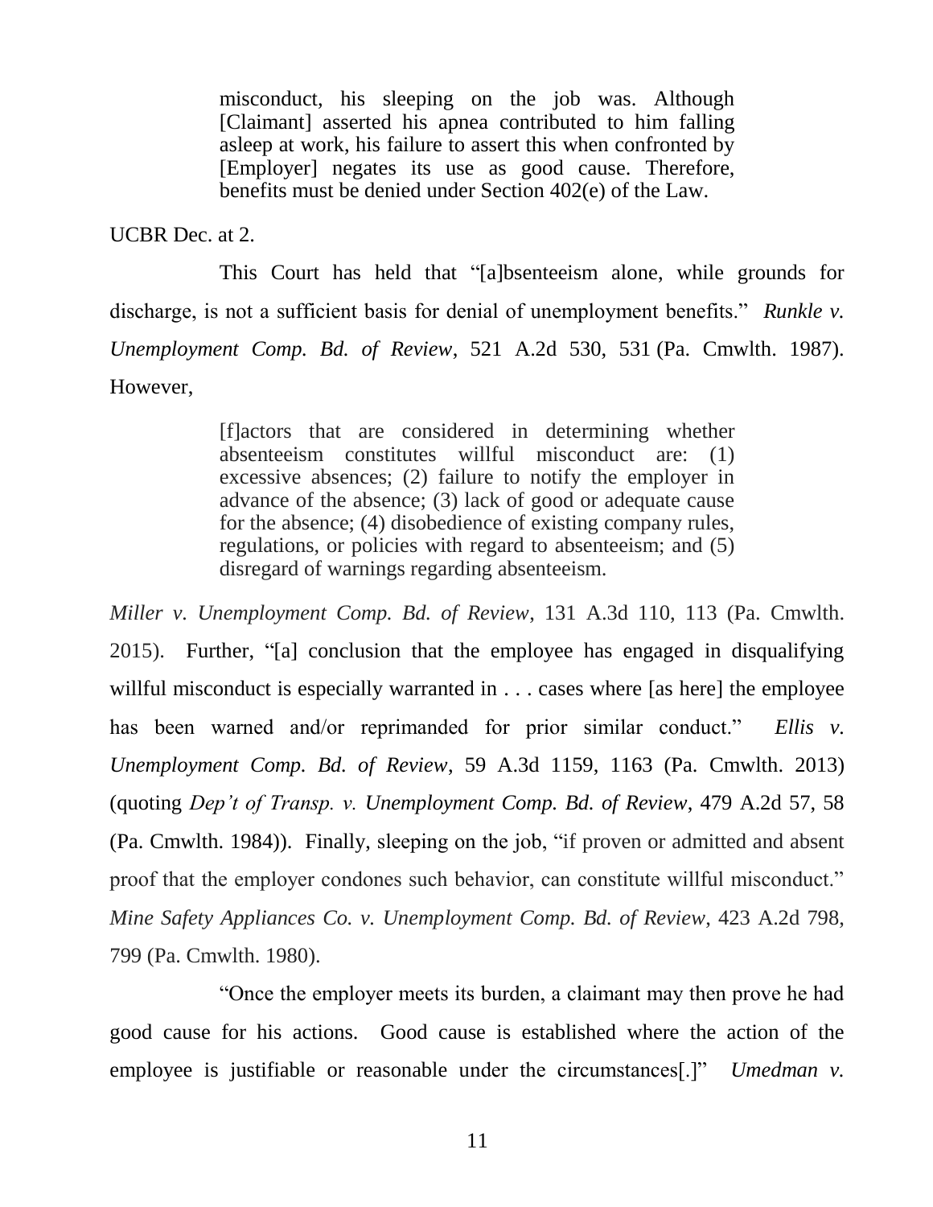> misconduct, his sleeping on the job was. Although [Claimant] asserted his apnea contributed to him falling asleep at work, his failure to assert this when confronted by [Employer] negates its use as good cause. Therefore, benefits must be denied under Section 402(e) of the Law.

UCBR Dec. at 2.

This Court has held that "[a]bsenteeism alone, while grounds for discharge, is not a sufficient basis for denial of unemployment benefits." *Runkle v. Unemployment Comp. Bd. of Review*, 521 A.2d 530, 531 (Pa. Cmwlth. 1987). However,

> [f]actors that are considered in determining whether absenteeism constitutes willful misconduct are: (1) excessive absences; (2) failure to notify the employer in advance of the absence; (3) lack of good or adequate cause for the absence; (4) disobedience of existing company rules, regulations, or policies with regard to absenteeism; and (5) disregard of warnings regarding absenteeism.

*Miller v. Unemployment Comp. Bd. of Review*, 131 A.3d 110, 113 (Pa. Cmwlth. 2015). Further, "[a] conclusion that the employee has engaged in disqualifying willful misconduct is especially warranted in . . . cases where [as here] the employee has been warned and/or reprimanded for prior similar conduct." *Ellis v. Unemployment Comp. Bd. of Review*, 59 A.3d 1159, 1163 (Pa. Cmwlth. 2013) (quoting *Dep't of Transp. v. Unemployment Comp. Bd. of Review*, 479 A.2d 57, 58 (Pa. Cmwlth. 1984)). Finally, sleeping on the job, "if proven or admitted and absent proof that the employer condones such behavior, can constitute willful misconduct." *Mine Safety Appliances Co. v. Unemployment Comp. Bd. of Review*, 423 A.2d 798, 799 (Pa. Cmwlth. 1980).

"Once the employer meets its burden, a claimant may then prove he had good cause for his actions. Good cause is established where the action of the employee is justifiable or reasonable under the circumstances[.]" *Umedman v.*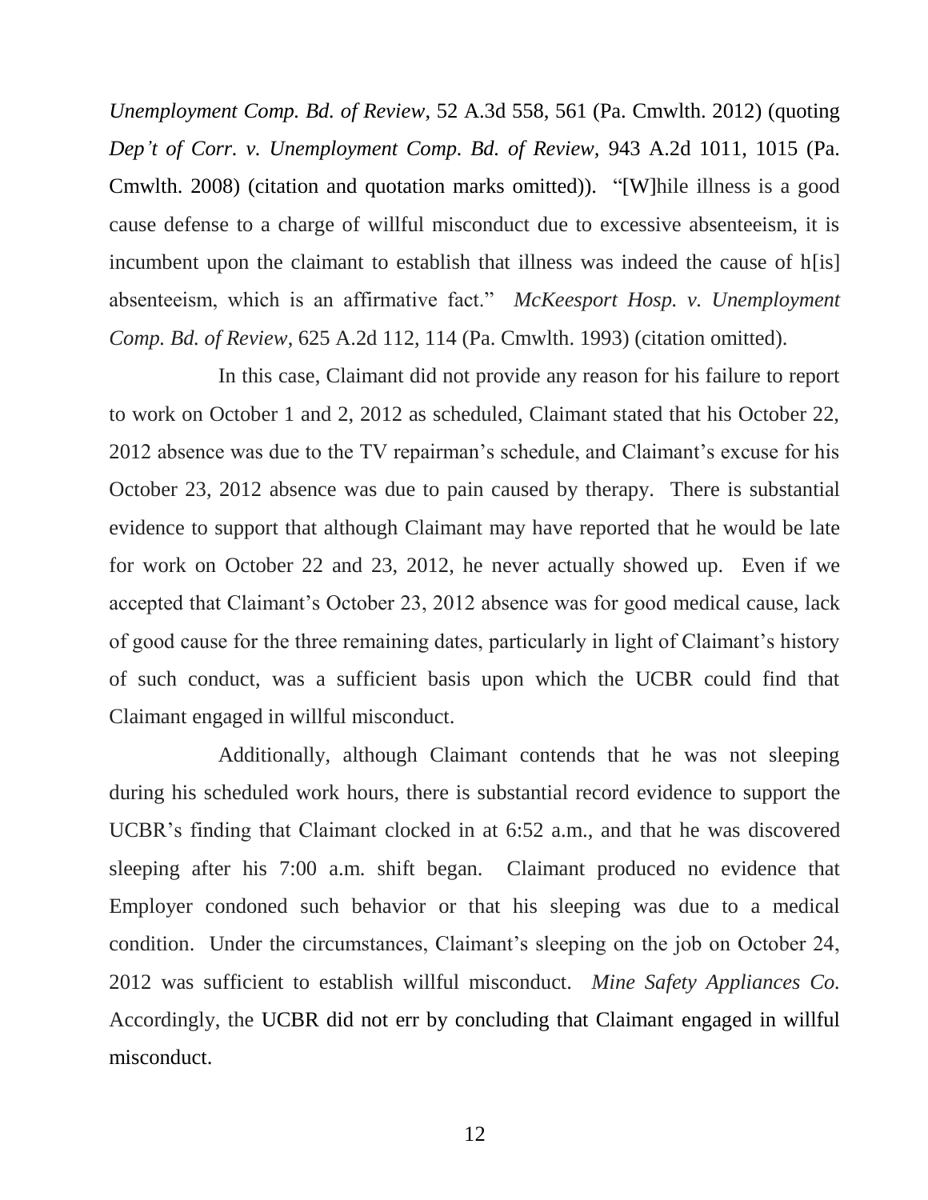*Unemployment Comp. Bd. of Review*, 52 A.3d 558, 561 (Pa. Cmwlth. 2012) (quoting *Dep't of Corr. v. Unemployment Comp. Bd. of Review,* 943 A.2d 1011, 1015 (Pa. Cmwlth. 2008) (citation and quotation marks omitted)). "[W]hile illness is a good cause defense to a charge of willful misconduct due to excessive absenteeism, it is incumbent upon the claimant to establish that illness was indeed the cause of h[is] absenteeism, which is an affirmative fact." *McKeesport Hosp. v. Unemployment Comp. Bd. of Review*, 625 A.2d 112, 114 (Pa. Cmwlth. 1993) (citation omitted).

In this case, Claimant did not provide any reason for his failure to report to work on October 1 and 2, 2012 as scheduled, Claimant stated that his October 22, 2012 absence was due to the TV repairman's schedule, and Claimant's excuse for his October 23, 2012 absence was due to pain caused by therapy. There is substantial evidence to support that although Claimant may have reported that he would be late for work on October 22 and 23, 2012, he never actually showed up. Even if we accepted that Claimant's October 23, 2012 absence was for good medical cause, lack of good cause for the three remaining dates, particularly in light of Claimant's history of such conduct, was a sufficient basis upon which the UCBR could find that Claimant engaged in willful misconduct.

Additionally, although Claimant contends that he was not sleeping during his scheduled work hours, there is substantial record evidence to support the UCBR's finding that Claimant clocked in at 6:52 a.m., and that he was discovered sleeping after his 7:00 a.m. shift began. Claimant produced no evidence that Employer condoned such behavior or that his sleeping was due to a medical condition. Under the circumstances, Claimant's sleeping on the job on October 24, 2012 was sufficient to establish willful misconduct. *Mine Safety Appliances Co.* Accordingly, the UCBR did not err by concluding that Claimant engaged in willful misconduct.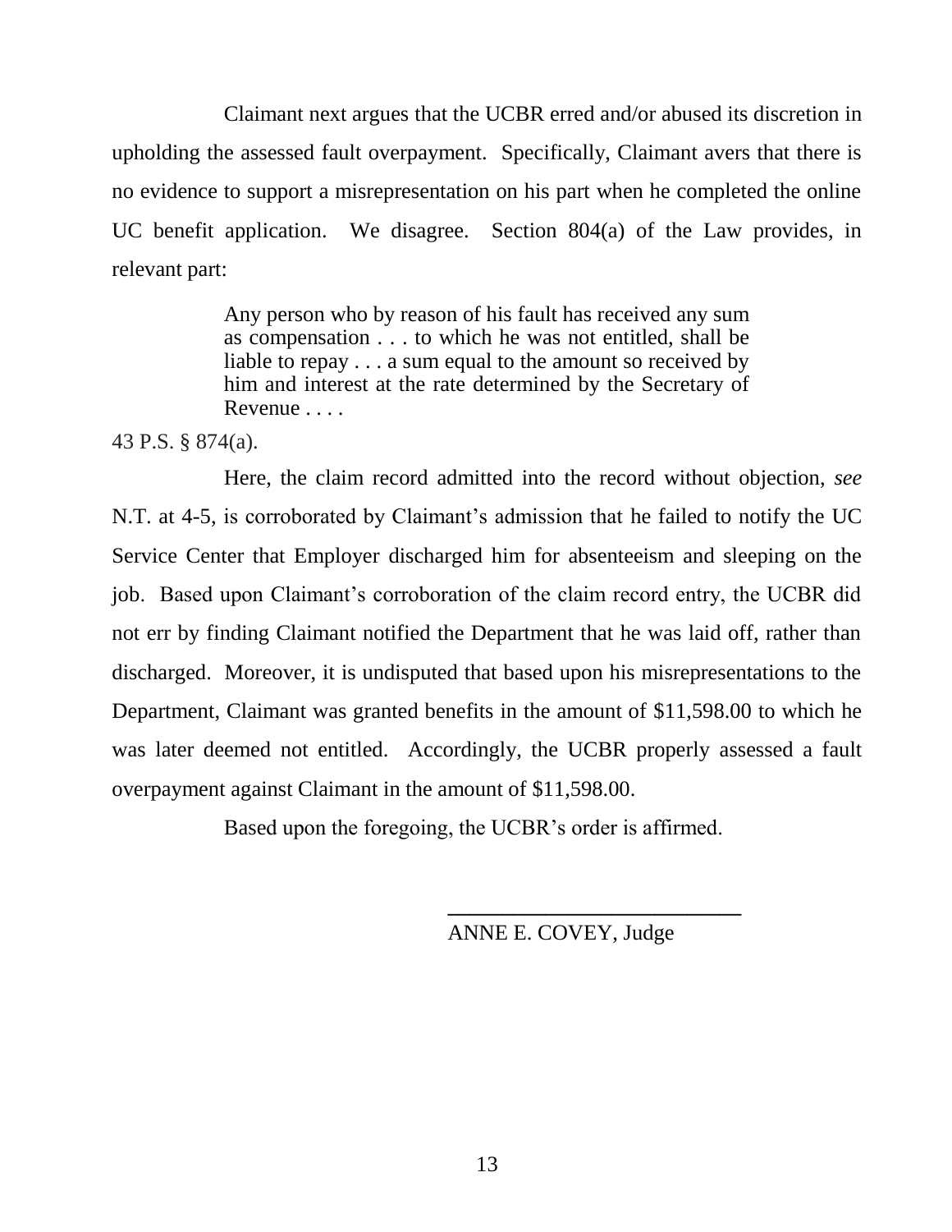Claimant next argues that the UCBR erred and/or abused its discretion in upholding the assessed fault overpayment. Specifically, Claimant avers that there is no evidence to support a misrepresentation on his part when he completed the online UC benefit application. We disagree. Section 804(a) of the Law provides, in relevant part:

> Any person who by reason of his fault has received any sum as compensation . . . to which he was not entitled, shall be liable to repay . . . a sum equal to the amount so received by him and interest at the rate determined by the Secretary of Revenue . . . .

43 P.S. § 874(a).

Here, the claim record admitted into the record without objection, *see* N.T. at 4-5, is corroborated by Claimant's admission that he failed to notify the UC Service Center that Employer discharged him for absenteeism and sleeping on the job. Based upon Claimant's corroboration of the claim record entry, the UCBR did not err by finding Claimant notified the Department that he was laid off, rather than discharged. Moreover, it is undisputed that based upon his misrepresentations to the Department, Claimant was granted benefits in the amount of $11,598.00 to which he was later deemed not entitled. Accordingly, the UCBR properly assessed a fault overpayment against Claimant in the amount of $11,598.00.

Based upon the foregoing, the UCBR's order is affirmed.

___________________________

ANNE E. COVEY, Judge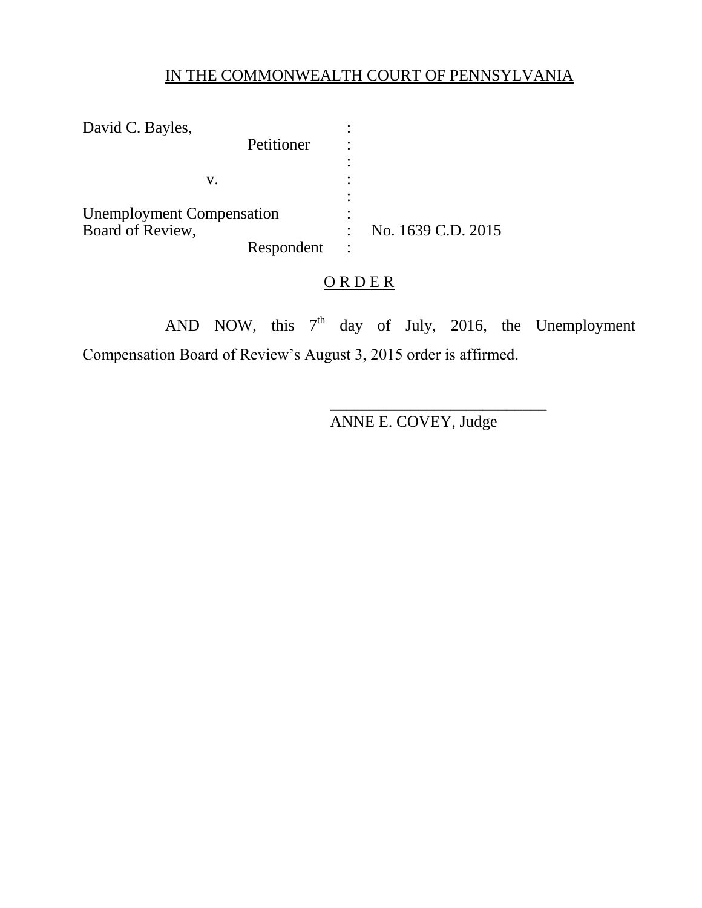IN THE COMMONWEALTH COURT OF PENNSYLVANIA

| | | |
|---|---|---|
| David C. Bayles, Petitioner | : | |
| v. | : | |
| Unemployment Compensation Board of Review, Respondent | : | No. 1639 C.D. 2015 |

## O R D E R

AND NOW, this 7th day of July, 2016, the Unemployment Compensation Board of Review's August 3, 2015 order is affirmed.

___________________________

ANNE E. COVEY, Judge